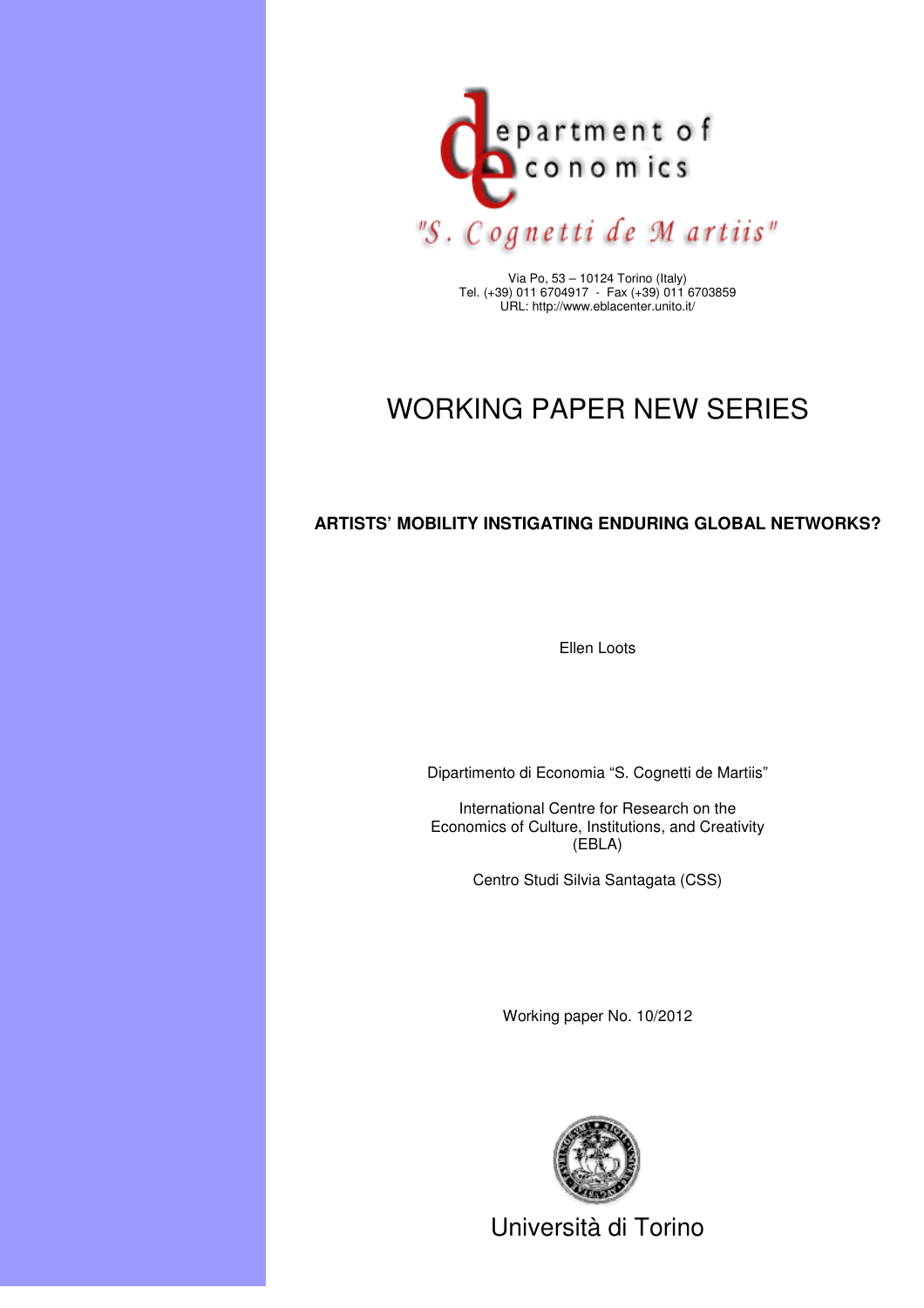department of economics

"S. Cognetti de Martiis"

Via Po, 53 – 10124 Torino (Italy)
Tel. (+39) 011 6704917 - Fax (+39) 011 6703859
URL: http://www.eblacenter.unito.it/

# WORKING PAPER NEW SERIES

## ARTISTS' MOBILITY INSTIGATING ENDURING GLOBAL NETWORKS?

Ellen Loots

Dipartimento di Economia "S. Cognetti de Martiis"

International Centre for Research on the Economics of Culture, Institutions, and Creativity (EBLA)

Centro Studi Silvia Santagata (CSS)

Working paper No. 10/2012

Università di Torino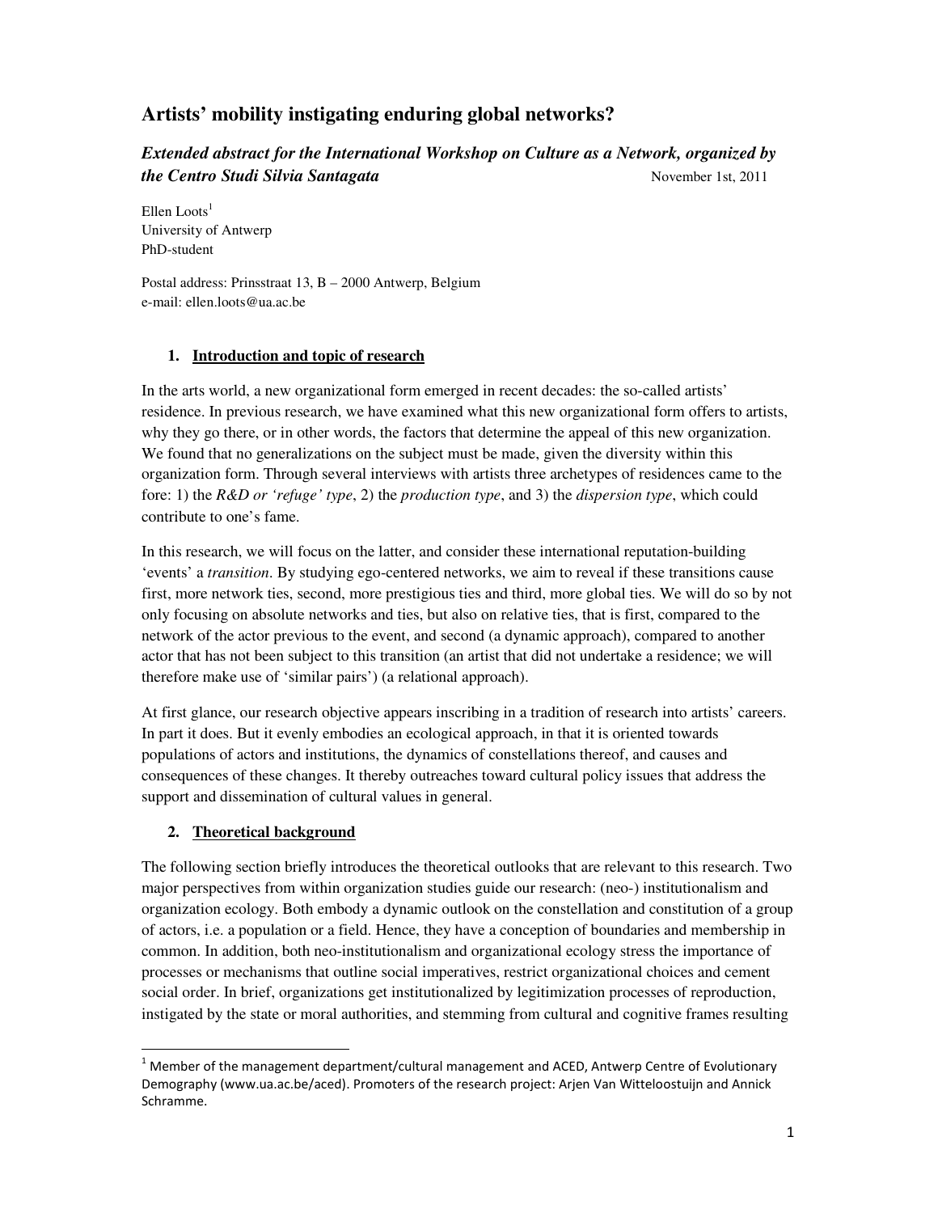# Artists' mobility instigating enduring global networks?

## *Extended abstract for the International Workshop on Culture as a Network, organized by the Centro Studi Silvia Santagata*

November 1st, 2011

Ellen Loots[1]
University of Antwerp
PhD-student

Postal address: Prinsstraat 13, B – 2000 Antwerp, Belgium
e-mail: ellen.loots@ua.ac.be

### 1. Introduction and topic of research

In the arts world, a new organizational form emerged in recent decades: the so-called artists' residence. In previous research, we have examined what this new organizational form offers to artists, why they go there, or in other words, the factors that determine the appeal of this new organization. We found that no generalizations on the subject must be made, given the diversity within this organization form. Through several interviews with artists three archetypes of residences came to the fore: 1) the *R&D or 'refuge' type*, 2) the *production type*, and 3) the *dispersion type*, which could contribute to one's fame.

In this research, we will focus on the latter, and consider these international reputation-building 'events' a *transition*. By studying ego-centered networks, we aim to reveal if these transitions cause first, more network ties, second, more prestigious ties and third, more global ties. We will do so by not only focusing on absolute networks and ties, but also on relative ties, that is first, compared to the network of the actor previous to the event, and second (a dynamic approach), compared to another actor that has not been subject to this transition (an artist that did not undertake a residence; we will therefore make use of 'similar pairs') (a relational approach).

At first glance, our research objective appears inscribing in a tradition of research into artists' careers. In part it does. But it evenly embodies an ecological approach, in that it is oriented towards populations of actors and institutions, the dynamics of constellations thereof, and causes and consequences of these changes. It thereby outreaches toward cultural policy issues that address the support and dissemination of cultural values in general.

### 2. Theoretical background

The following section briefly introduces the theoretical outlooks that are relevant to this research. Two major perspectives from within organization studies guide our research: (neo-) institutionalism and organization ecology. Both embody a dynamic outlook on the constellation and constitution of a group of actors, i.e. a population or a field. Hence, they have a conception of boundaries and membership in common. In addition, both neo-institutionalism and organizational ecology stress the importance of processes or mechanisms that outline social imperatives, restrict organizational choices and cement social order. In brief, organizations get institutionalized by legitimization processes of reproduction, instigated by the state or moral authorities, and stemming from cultural and cognitive frames resulting

[1] Member of the management department/cultural management and ACED, Antwerp Centre of Evolutionary Demography (www.ua.ac.be/aced). Promoters of the research project: Arjen Van Witteloostuijn and Annick Schramme.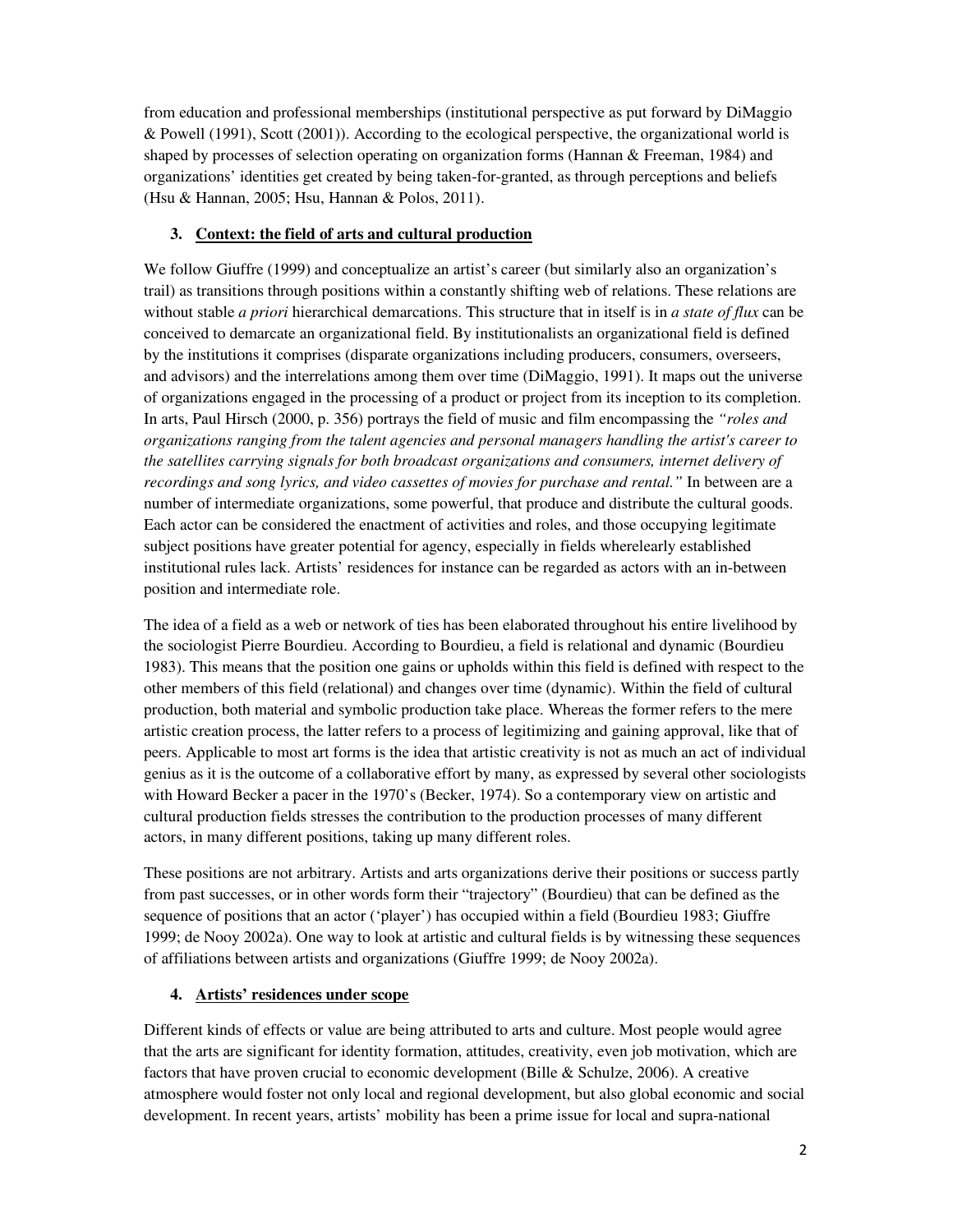from education and professional memberships (institutional perspective as put forward by DiMaggio & Powell (1991), Scott (2001)). According to the ecological perspective, the organizational world is shaped by processes of selection operating on organization forms (Hannan & Freeman, 1984) and organizations' identities get created by being taken-for-granted, as through perceptions and beliefs (Hsu & Hannan, 2005; Hsu, Hannan & Polos, 2011).

## 3. Context: the field of arts and cultural production

We follow Giuffre (1999) and conceptualize an artist's career (but similarly also an organization's trail) as transitions through positions within a constantly shifting web of relations. These relations are without stable *a priori* hierarchical demarcations. This structure that in itself is in *a state of flux* can be conceived to demarcate an organizational field. By institutionalists an organizational field is defined by the institutions it comprises (disparate organizations including producers, consumers, overseers, and advisors) and the interrelations among them over time (DiMaggio, 1991). It maps out the universe of organizations engaged in the processing of a product or project from its inception to its completion. In arts, Paul Hirsch (2000, p. 356) portrays the field of music and film encompassing the *"roles and organizations ranging from the talent agencies and personal managers handling the artist's career to the satellites carrying signals for both broadcast organizations and consumers, internet delivery of recordings and song lyrics, and video cassettes of movies for purchase and rental."* In between are a number of intermediate organizations, some powerful, that produce and distribute the cultural goods. Each actor can be considered the enactment of activities and roles, and those occupying legitimate subject positions have greater potential for agency, especially in fields whereclearly established institutional rules lack. Artists' residences for instance can be regarded as actors with an in-between position and intermediate role.

The idea of a field as a web or network of ties has been elaborated throughout his entire livelihood by the sociologist Pierre Bourdieu. According to Bourdieu, a field is relational and dynamic (Bourdieu 1983). This means that the position one gains or upholds within this field is defined with respect to the other members of this field (relational) and changes over time (dynamic). Within the field of cultural production, both material and symbolic production take place. Whereas the former refers to the mere artistic creation process, the latter refers to a process of legitimizing and gaining approval, like that of peers. Applicable to most art forms is the idea that artistic creativity is not as much an act of individual genius as it is the outcome of a collaborative effort by many, as expressed by several other sociologists with Howard Becker a pacer in the 1970's (Becker, 1974). So a contemporary view on artistic and cultural production fields stresses the contribution to the production processes of many different actors, in many different positions, taking up many different roles.

These positions are not arbitrary. Artists and arts organizations derive their positions or success partly from past successes, or in other words form their "trajectory" (Bourdieu) that can be defined as the sequence of positions that an actor ('player') has occupied within a field (Bourdieu 1983; Giuffre 1999; de Nooy 2002a). One way to look at artistic and cultural fields is by witnessing these sequences of affiliations between artists and organizations (Giuffre 1999; de Nooy 2002a).

## 4. Artists' residences under scope

Different kinds of effects or value are being attributed to arts and culture. Most people would agree that the arts are significant for identity formation, attitudes, creativity, even job motivation, which are factors that have proven crucial to economic development (Bille & Schulze, 2006). A creative atmosphere would foster not only local and regional development, but also global economic and social development. In recent years, artists' mobility has been a prime issue for local and supra-national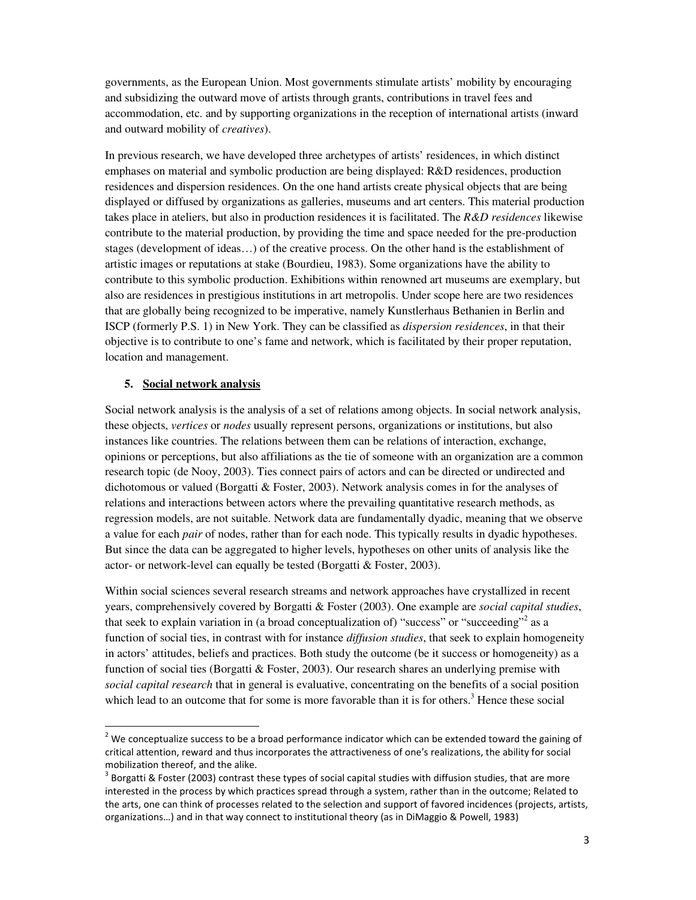governments, as the European Union. Most governments stimulate artists' mobility by encouraging and subsidizing the outward move of artists through grants, contributions in travel fees and accommodation, etc. and by supporting organizations in the reception of international artists (inward and outward mobility of *creatives*).

In previous research, we have developed three archetypes of artists' residences, in which distinct emphases on material and symbolic production are being displayed: R&D residences, production residences and dispersion residences. On the one hand artists create physical objects that are being displayed or diffused by organizations as galleries, museums and art centers. This material production takes place in ateliers, but also in production residences it is facilitated. The *R&D residences* likewise contribute to the material production, by providing the time and space needed for the pre-production stages (development of ideas…) of the creative process. On the other hand is the establishment of artistic images or reputations at stake (Bourdieu, 1983). Some organizations have the ability to contribute to this symbolic production. Exhibitions within renowned art museums are exemplary, but also are residences in prestigious institutions in art metropolis. Under scope here are two residences that are globally being recognized to be imperative, namely Kunstlerhaus Bethanien in Berlin and ISCP (formerly P.S. 1) in New York. They can be classified as *dispersion residences*, in that their objective is to contribute to one's fame and network, which is facilitated by their proper reputation, location and management.

## 5. Social network analysis

Social network analysis is the analysis of a set of relations among objects. In social network analysis, these objects, *vertices* or *nodes* usually represent persons, organizations or institutions, but also instances like countries. The relations between them can be relations of interaction, exchange, opinions or perceptions, but also affiliations as the tie of someone with an organization are a common research topic (de Nooy, 2003). Ties connect pairs of actors and can be directed or undirected and dichotomous or valued (Borgatti & Foster, 2003). Network analysis comes in for the analyses of relations and interactions between actors where the prevailing quantitative research methods, as regression models, are not suitable. Network data are fundamentally dyadic, meaning that we observe a value for each *pair* of nodes, rather than for each node. This typically results in dyadic hypotheses. But since the data can be aggregated to higher levels, hypotheses on other units of analysis like the actor- or network-level can equally be tested (Borgatti & Foster, 2003).

Within social sciences several research streams and network approaches have crystallized in recent years, comprehensively covered by Borgatti & Foster (2003). One example are *social capital studies*, that seek to explain variation in (a broad conceptualization of) "success" or "succeeding"[2] as a function of social ties, in contrast with for instance *diffusion studies*, that seek to explain homogeneity in actors' attitudes, beliefs and practices. Both study the outcome (be it success or homogeneity) as a function of social ties (Borgatti & Foster, 2003). Our research shares an underlying premise with *social capital research* that in general is evaluative, concentrating on the benefits of a social position which lead to an outcome that for some is more favorable than it is for others.[3] Hence these social

[2] We conceptualize success to be a broad performance indicator which can be extended toward the gaining of critical attention, reward and thus incorporates the attractiveness of one's realizations, the ability for social mobilization thereof, and the alike.

[3] Borgatti & Foster (2003) contrast these types of social capital studies with diffusion studies, that are more interested in the process by which practices spread through a system, rather than in the outcome; Related to the arts, one can think of processes related to the selection and support of favored incidences (projects, artists, organizations…) and in that way connect to institutional theory (as in DiMaggio & Powell, 1983)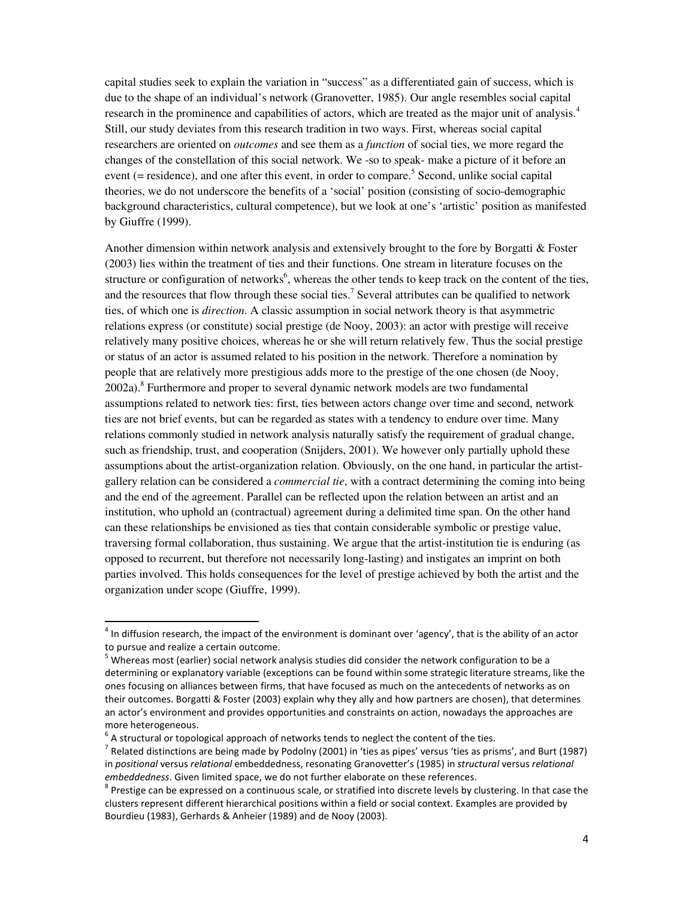capital studies seek to explain the variation in "success" as a differentiated gain of success, which is due to the shape of an individual's network (Granovetter, 1985). Our angle resembles social capital research in the prominence and capabilities of actors, which are treated as the major unit of analysis.[4] Still, our study deviates from this research tradition in two ways. First, whereas social capital researchers are oriented on *outcomes* and see them as a *function* of social ties, we more regard the changes of the constellation of this social network. We -so to speak- make a picture of it before an event (= residence), and one after this event, in order to compare.[5] Second, unlike social capital theories, we do not underscore the benefits of a 'social' position (consisting of socio-demographic background characteristics, cultural competence), but we look at one's 'artistic' position as manifested by Giuffre (1999).

Another dimension within network analysis and extensively brought to the fore by Borgatti & Foster (2003) lies within the treatment of ties and their functions. One stream in literature focuses on the structure or configuration of networks[6], whereas the other tends to keep track on the content of the ties, and the resources that flow through these social ties.[7] Several attributes can be qualified to network ties, of which one is *direction*. A classic assumption in social network theory is that asymmetric relations express (or constitute) social prestige (de Nooy, 2003): an actor with prestige will receive relatively many positive choices, whereas he or she will return relatively few. Thus the social prestige or status of an actor is assumed related to his position in the network. Therefore a nomination by people that are relatively more prestigious adds more to the prestige of the one chosen (de Nooy, 2002a).[8] Furthermore and proper to several dynamic network models are two fundamental assumptions related to network ties: first, ties between actors change over time and second, network ties are not brief events, but can be regarded as states with a tendency to endure over time. Many relations commonly studied in network analysis naturally satisfy the requirement of gradual change, such as friendship, trust, and cooperation (Snijders, 2001). We however only partially uphold these assumptions about the artist-organization relation. Obviously, on the one hand, in particular the artist-gallery relation can be considered a *commercial tie*, with a contract determining the coming into being and the end of the agreement. Parallel can be reflected upon the relation between an artist and an institution, who uphold an (contractual) agreement during a delimited time span. On the other hand can these relationships be envisioned as ties that contain considerable symbolic or prestige value, traversing formal collaboration, thus sustaining. We argue that the artist-institution tie is enduring (as opposed to recurrent, but therefore not necessarily long-lasting) and instigates an imprint on both parties involved. This holds consequences for the level of prestige achieved by both the artist and the organization under scope (Giuffre, 1999).

---

[4] In diffusion research, the impact of the environment is dominant over 'agency', that is the ability of an actor to pursue and realize a certain outcome.

[5] Whereas most (earlier) social network analysis studies did consider the network configuration to be a determining or explanatory variable (exceptions can be found within some strategic literature streams, like the ones focusing on alliances between firms, that have focused as much on the antecedents of networks as on their outcomes. Borgatti & Foster (2003) explain why they ally and how partners are chosen), that determines an actor's environment and provides opportunities and constraints on action, nowadays the approaches are more heterogeneous.

[6] A structural or topological approach of networks tends to neglect the content of the ties.

[7] Related distinctions are being made by Podolny (2001) in 'ties as pipes' versus 'ties as prisms', and Burt (1987) in *positional* versus *relational* embeddedness, resonating Granovetter's (1985) in *structural* versus *relational embeddedness*. Given limited space, we do not further elaborate on these references.

[8] Prestige can be expressed on a continuous scale, or stratified into discrete levels by clustering. In that case the clusters represent different hierarchical positions within a field or social context. Examples are provided by Bourdieu (1983), Gerhards & Anheier (1989) and de Nooy (2003).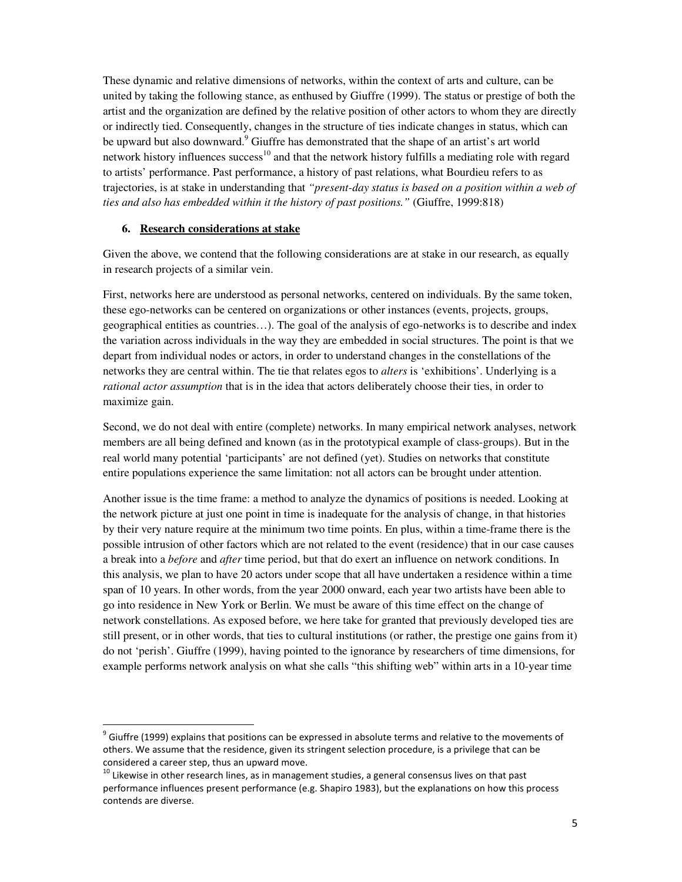These dynamic and relative dimensions of networks, within the context of arts and culture, can be united by taking the following stance, as enthused by Giuffre (1999). The status or prestige of both the artist and the organization are defined by the relative position of other actors to whom they are directly or indirectly tied. Consequently, changes in the structure of ties indicate changes in status, which can be upward but also downward.[9] Giuffre has demonstrated that the shape of an artist's art world network history influences success[10] and that the network history fulfills a mediating role with regard to artists' performance. Past performance, a history of past relations, what Bourdieu refers to as trajectories, is at stake in understanding that *"present-day status is based on a position within a web of ties and also has embedded within it the history of past positions."* (Giuffre, 1999:818)

## 6. Research considerations at stake

Given the above, we contend that the following considerations are at stake in our research, as equally in research projects of a similar vein.

First, networks here are understood as personal networks, centered on individuals. By the same token, these ego-networks can be centered on organizations or other instances (events, projects, groups, geographical entities as countries…). The goal of the analysis of ego-networks is to describe and index the variation across individuals in the way they are embedded in social structures. The point is that we depart from individual nodes or actors, in order to understand changes in the constellations of the networks they are central within. The tie that relates egos to *alters* is 'exhibitions'. Underlying is a *rational actor assumption* that is in the idea that actors deliberately choose their ties, in order to maximize gain.

Second, we do not deal with entire (complete) networks. In many empirical network analyses, network members are all being defined and known (as in the prototypical example of class-groups). But in the real world many potential 'participants' are not defined (yet). Studies on networks that constitute entire populations experience the same limitation: not all actors can be brought under attention.

Another issue is the time frame: a method to analyze the dynamics of positions is needed. Looking at the network picture at just one point in time is inadequate for the analysis of change, in that histories by their very nature require at the minimum two time points. En plus, within a time-frame there is the possible intrusion of other factors which are not related to the event (residence) that in our case causes a break into a *before* and *after* time period, but that do exert an influence on network conditions. In this analysis, we plan to have 20 actors under scope that all have undertaken a residence within a time span of 10 years. In other words, from the year 2000 onward, each year two artists have been able to go into residence in New York or Berlin. We must be aware of this time effect on the change of network constellations. As exposed before, we here take for granted that previously developed ties are still present, or in other words, that ties to cultural institutions (or rather, the prestige one gains from it) do not 'perish'. Giuffre (1999), having pointed to the ignorance by researchers of time dimensions, for example performs network analysis on what she calls "this shifting web" within arts in a 10-year time

[9] Giuffre (1999) explains that positions can be expressed in absolute terms and relative to the movements of others. We assume that the residence, given its stringent selection procedure, is a privilege that can be considered a career step, thus an upward move.

[10] Likewise in other research lines, as in management studies, a general consensus lives on that past performance influences present performance (e.g. Shapiro 1983), but the explanations on how this process contends are diverse.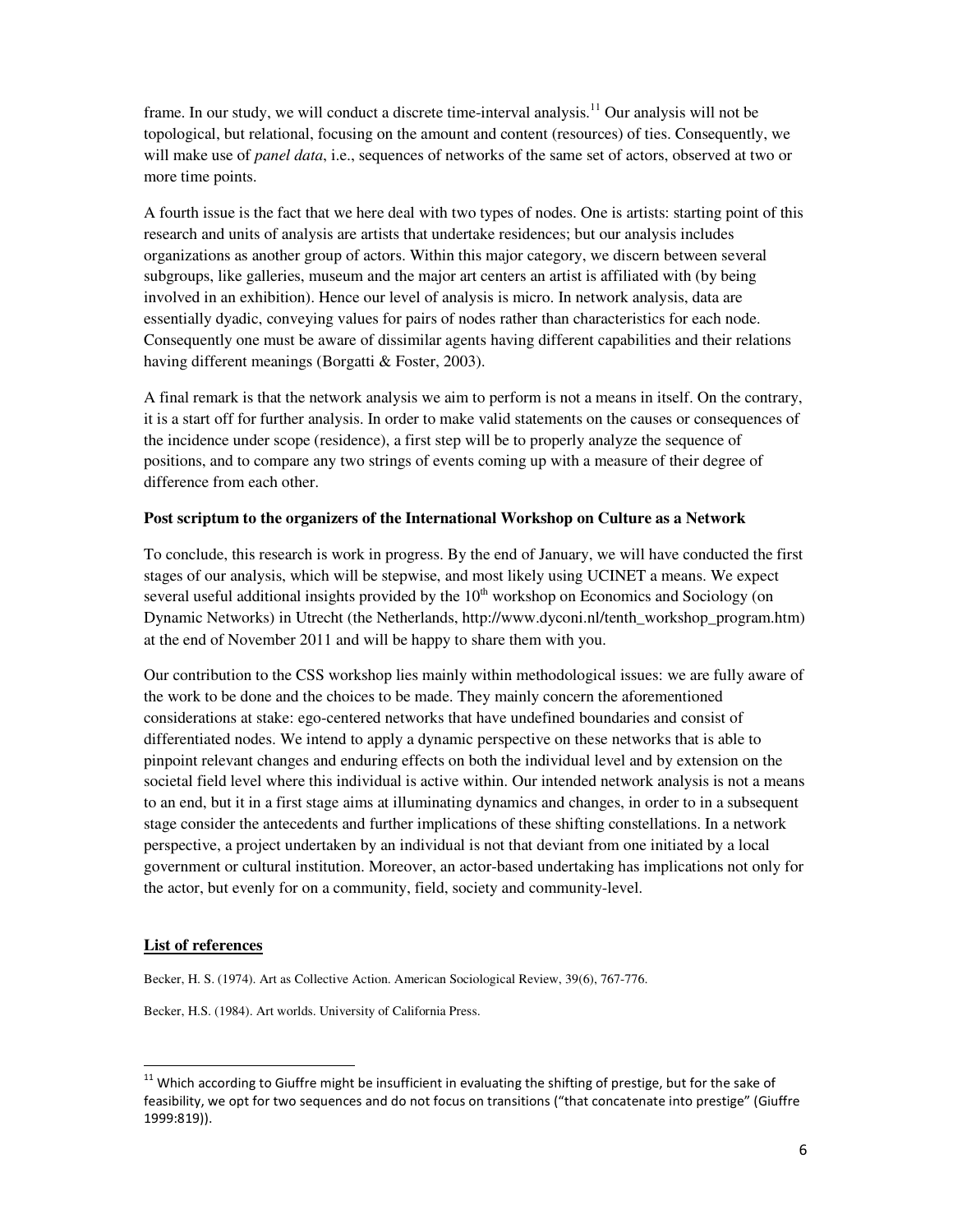frame. In our study, we will conduct a discrete time-interval analysis.[11] Our analysis will not be topological, but relational, focusing on the amount and content (resources) of ties. Consequently, we will make use of *panel data*, i.e., sequences of networks of the same set of actors, observed at two or more time points.

A fourth issue is the fact that we here deal with two types of nodes. One is artists: starting point of this research and units of analysis are artists that undertake residences; but our analysis includes organizations as another group of actors. Within this major category, we discern between several subgroups, like galleries, museum and the major art centers an artist is affiliated with (by being involved in an exhibition). Hence our level of analysis is micro. In network analysis, data are essentially dyadic, conveying values for pairs of nodes rather than characteristics for each node. Consequently one must be aware of dissimilar agents having different capabilities and their relations having different meanings (Borgatti & Foster, 2003).

A final remark is that the network analysis we aim to perform is not a means in itself. On the contrary, it is a start off for further analysis. In order to make valid statements on the causes or consequences of the incidence under scope (residence), a first step will be to properly analyze the sequence of positions, and to compare any two strings of events coming up with a measure of their degree of difference from each other.

**Post scriptum to the organizers of the International Workshop on Culture as a Network**

To conclude, this research is work in progress. By the end of January, we will have conducted the first stages of our analysis, which will be stepwise, and most likely using UCINET a means. We expect several useful additional insights provided by the 10th workshop on Economics and Sociology (on Dynamic Networks) in Utrecht (the Netherlands, http://www.dyconi.nl/tenth_workshop_program.htm) at the end of November 2011 and will be happy to share them with you.

Our contribution to the CSS workshop lies mainly within methodological issues: we are fully aware of the work to be done and the choices to be made. They mainly concern the aforementioned considerations at stake: ego-centered networks that have undefined boundaries and consist of differentiated nodes. We intend to apply a dynamic perspective on these networks that is able to pinpoint relevant changes and enduring effects on both the individual level and by extension on the societal field level where this individual is active within. Our intended network analysis is not a means to an end, but it in a first stage aims at illuminating dynamics and changes, in order to in a subsequent stage consider the antecedents and further implications of these shifting constellations. In a network perspective, a project undertaken by an individual is not that deviant from one initiated by a local government or cultural institution. Moreover, an actor-based undertaking has implications not only for the actor, but evenly for on a community, field, society and community-level.

**List of references**

Becker, H. S. (1974). Art as Collective Action. American Sociological Review, 39(6), 767-776.

Becker, H.S. (1984). Art worlds. University of California Press.

---

[11] Which according to Giuffre might be insufficient in evaluating the shifting of prestige, but for the sake of feasibility, we opt for two sequences and do not focus on transitions ("that concatenate into prestige" (Giuffre 1999:819)).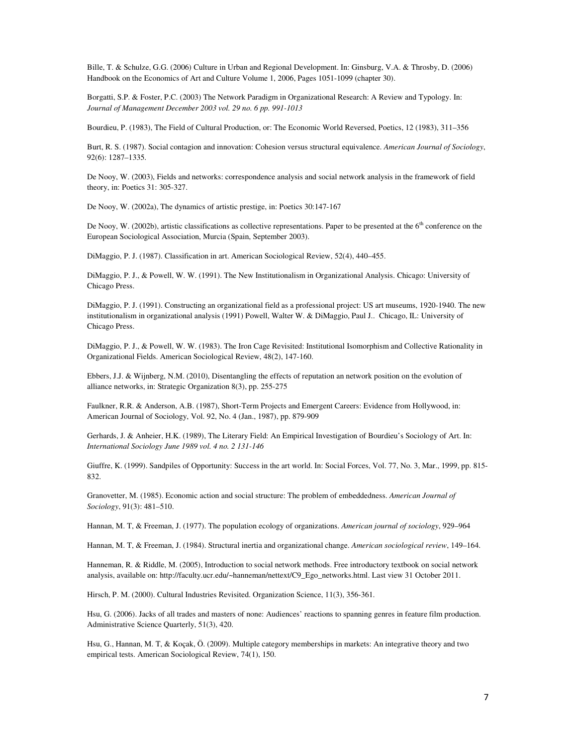Bille, T. & Schulze, G.G. (2006) Culture in Urban and Regional Development. In: Ginsburg, V.A. & Throsby, D. (2006) Handbook on the Economics of Art and Culture Volume 1, 2006, Pages 1051-1099 (chapter 30).

Borgatti, S.P. & Foster, P.C. (2003) The Network Paradigm in Organizational Research: A Review and Typology. In: *Journal of Management December 2003 vol. 29 no. 6 pp. 991-1013*

Bourdieu, P. (1983), The Field of Cultural Production, or: The Economic World Reversed, Poetics, 12 (1983), 311–356

Burt, R. S. (1987). Social contagion and innovation: Cohesion versus structural equivalence. *American Journal of Sociology*, 92(6): 1287–1335.

De Nooy, W. (2003), Fields and networks: correspondence analysis and social network analysis in the framework of field theory, in: Poetics 31: 305-327.

De Nooy, W. (2002a), The dynamics of artistic prestige, in: Poetics 30:147-167

De Nooy, W. (2002b), artistic classifications as collective representations. Paper to be presented at the 6th conference on the European Sociological Association, Murcia (Spain, September 2003).

DiMaggio, P. J. (1987). Classification in art. American Sociological Review, 52(4), 440–455.

DiMaggio, P. J., & Powell, W. W. (1991). The New Institutionalism in Organizational Analysis. Chicago: University of Chicago Press.

DiMaggio, P. J. (1991). Constructing an organizational field as a professional project: US art museums, 1920-1940. The new institutionalism in organizational analysis (1991) Powell, Walter W. & DiMaggio, Paul J.. Chicago, IL: University of Chicago Press.

DiMaggio, P. J., & Powell, W. W. (1983). The Iron Cage Revisited: Institutional Isomorphism and Collective Rationality in Organizational Fields. American Sociological Review, 48(2), 147-160.

Ebbers, J.J. & Wijnberg, N.M. (2010), Disentangling the effects of reputation an network position on the evolution of alliance networks, in: Strategic Organization 8(3), pp. 255-275

Faulkner, R.R. & Anderson, A.B. (1987), Short-Term Projects and Emergent Careers: Evidence from Hollywood, in: American Journal of Sociology, Vol. 92, No. 4 (Jan., 1987), pp. 879-909

Gerhards, J. & Anheier, H.K. (1989), The Literary Field: An Empirical Investigation of Bourdieu's Sociology of Art. In: *International Sociology June 1989 vol. 4 no. 2 131-146*

Giuffre, K. (1999). Sandpiles of Opportunity: Success in the art world. In: Social Forces, Vol. 77, No. 3, Mar., 1999, pp. 815-832.

Granovetter, M. (1985). Economic action and social structure: The problem of embeddedness. *American Journal of Sociology*, 91(3): 481–510.

Hannan, M. T, & Freeman, J. (1977). The population ecology of organizations. *American journal of sociology*, 929–964

Hannan, M. T, & Freeman, J. (1984). Structural inertia and organizational change. *American sociological review*, 149–164.

Hanneman, R. & Riddle, M. (2005), Introduction to social network methods. Free introductory textbook on social network analysis, available on: http://faculty.ucr.edu/~hanneman/nettext/C9_Ego_networks.html. Last view 31 October 2011.

Hirsch, P. M. (2000). Cultural Industries Revisited. Organization Science, 11(3), 356-361.

Hsu, G. (2006). Jacks of all trades and masters of none: Audiences' reactions to spanning genres in feature film production. Administrative Science Quarterly, 51(3), 420.

Hsu, G., Hannan, M. T, & Koçak, Ö. (2009). Multiple category memberships in markets: An integrative theory and two empirical tests. American Sociological Review, 74(1), 150.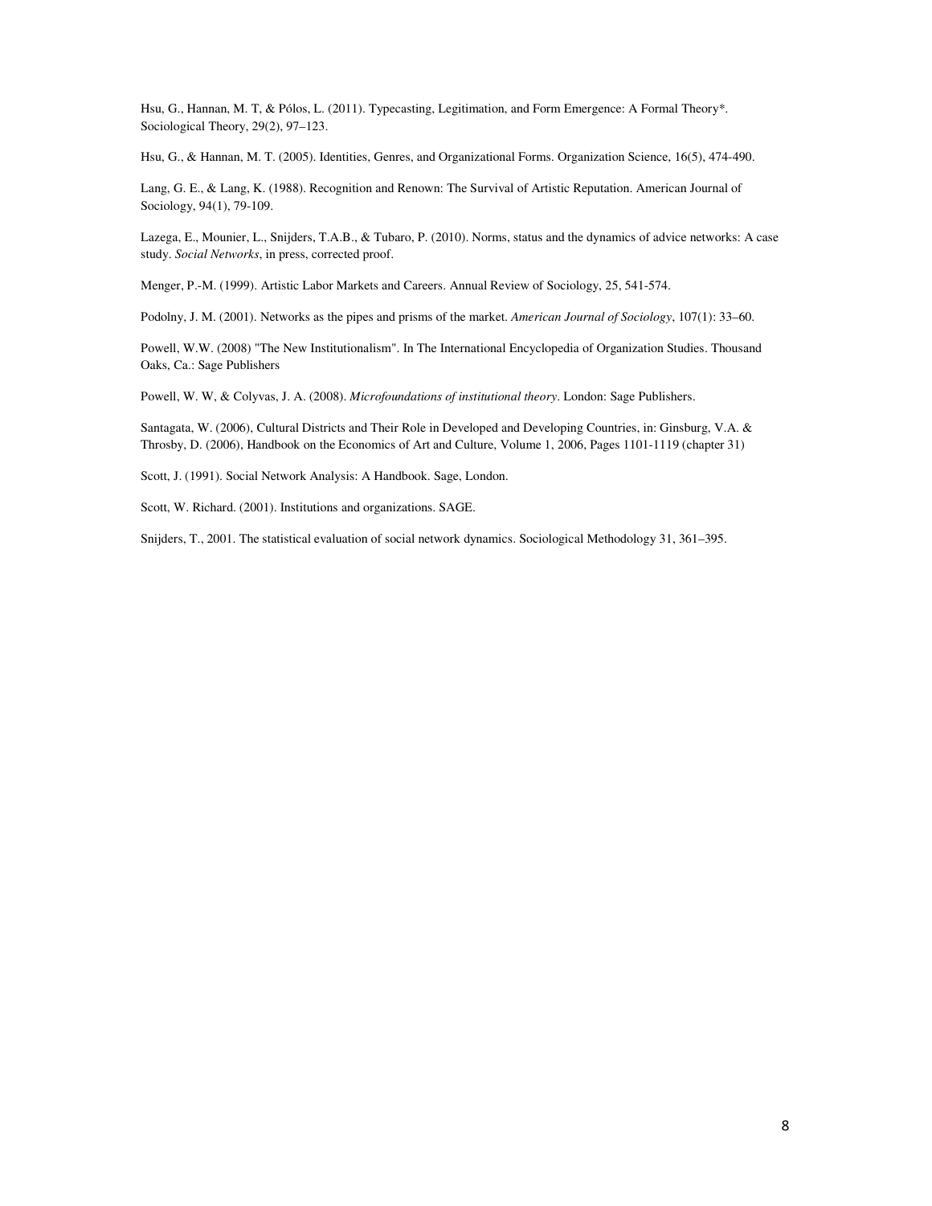Hsu, G., Hannan, M. T, & Pólos, L. (2011). Typecasting, Legitimation, and Form Emergence: A Formal Theory*. Sociological Theory, 29(2), 97–123.

Hsu, G., & Hannan, M. T. (2005). Identities, Genres, and Organizational Forms. Organization Science, 16(5), 474-490.

Lang, G. E., & Lang, K. (1988). Recognition and Renown: The Survival of Artistic Reputation. American Journal of Sociology, 94(1), 79-109.

Lazega, E., Mounier, L., Snijders, T.A.B., & Tubaro, P. (2010). Norms, status and the dynamics of advice networks: A case study. *Social Networks*, in press, corrected proof.

Menger, P.-M. (1999). Artistic Labor Markets and Careers. Annual Review of Sociology, 25, 541-574.

Podolny, J. M. (2001). Networks as the pipes and prisms of the market. *American Journal of Sociology*, 107(1): 33–60.

Powell, W.W. (2008) "The New Institutionalism". In The International Encyclopedia of Organization Studies. Thousand Oaks, Ca.: Sage Publishers

Powell, W. W, & Colyvas, J. A. (2008). *Microfoundations of institutional theory*. London: Sage Publishers.

Santagata, W. (2006), Cultural Districts and Their Role in Developed and Developing Countries, in: Ginsburg, V.A. & Throsby, D. (2006), Handbook on the Economics of Art and Culture, Volume 1, 2006, Pages 1101-1119 (chapter 31)

Scott, J. (1991). Social Network Analysis: A Handbook. Sage, London.

Scott, W. Richard. (2001). Institutions and organizations. SAGE.

Snijders, T., 2001. The statistical evaluation of social network dynamics. Sociological Methodology 31, 361–395.